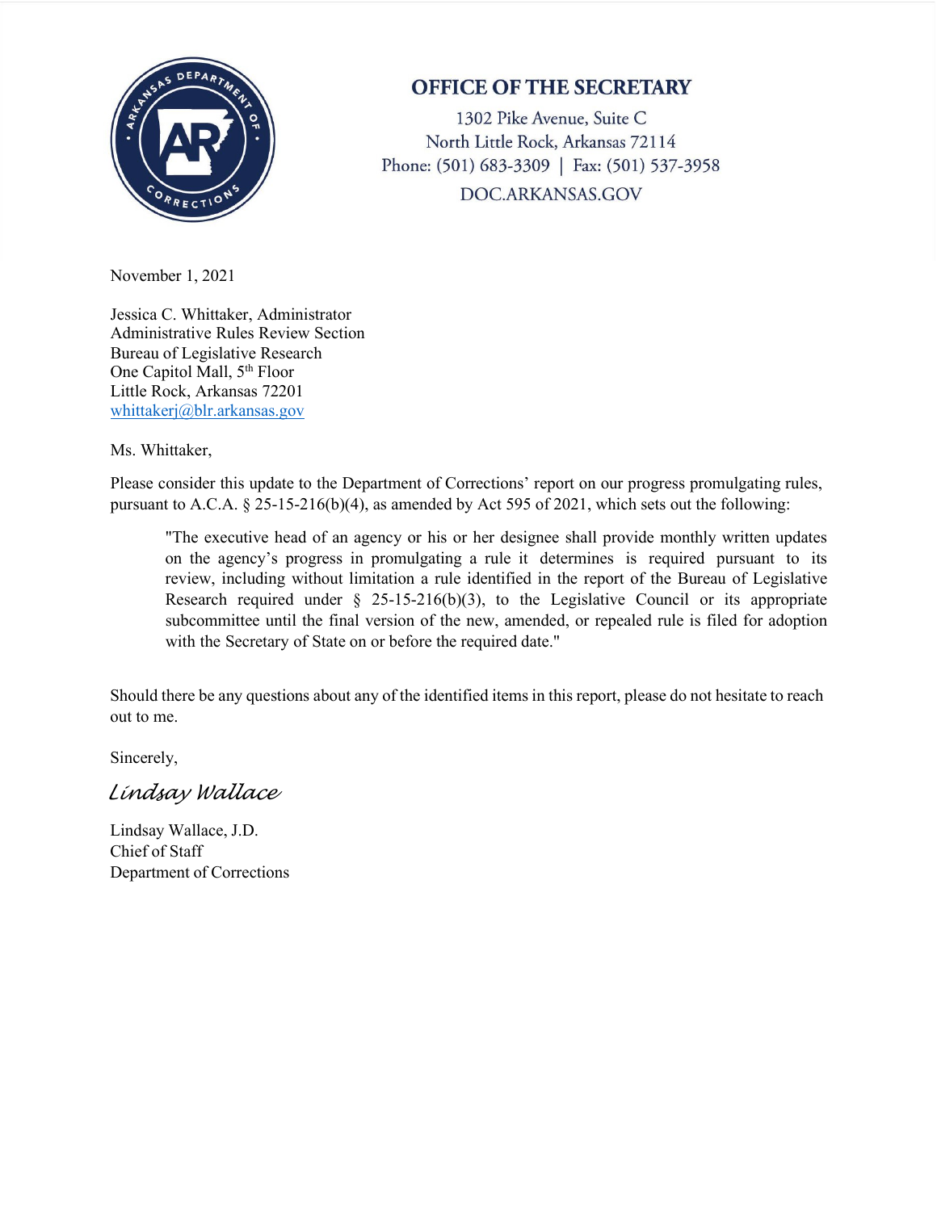# OFFICE OF THE SECRETARY

1302 Pike Avenue, Suite C
North Little Rock, Arkansas 72114
Phone: (501) 683-3309 | Fax: (501) 537-3958
DOC.ARKANSAS.GOV

November 1, 2021

Jessica C. Whittaker, Administrator
Administrative Rules Review Section
Bureau of Legislative Research
One Capitol Mall, 5th Floor
Little Rock, Arkansas 72201
whittakerj@blr.arkansas.gov

Ms. Whittaker,

Please consider this update to the Department of Corrections' report on our progress promulgating rules, pursuant to A.C.A. § 25-15-216(b)(4), as amended by Act 595 of 2021, which sets out the following:

> "The executive head of an agency or his or her designee shall provide monthly written updates on the agency's progress in promulgating a rule it determines is required pursuant to its review, including without limitation a rule identified in the report of the Bureau of Legislative Research required under § 25-15-216(b)(3), to the Legislative Council or its appropriate subcommittee until the final version of the new, amended, or repealed rule is filed for adoption with the Secretary of State on or before the required date."

Should there be any questions about any of the identified items in this report, please do not hesitate to reach out to me.

Sincerely,

*Lindsay Wallace*

Lindsay Wallace, J.D.
Chief of Staff
Department of Corrections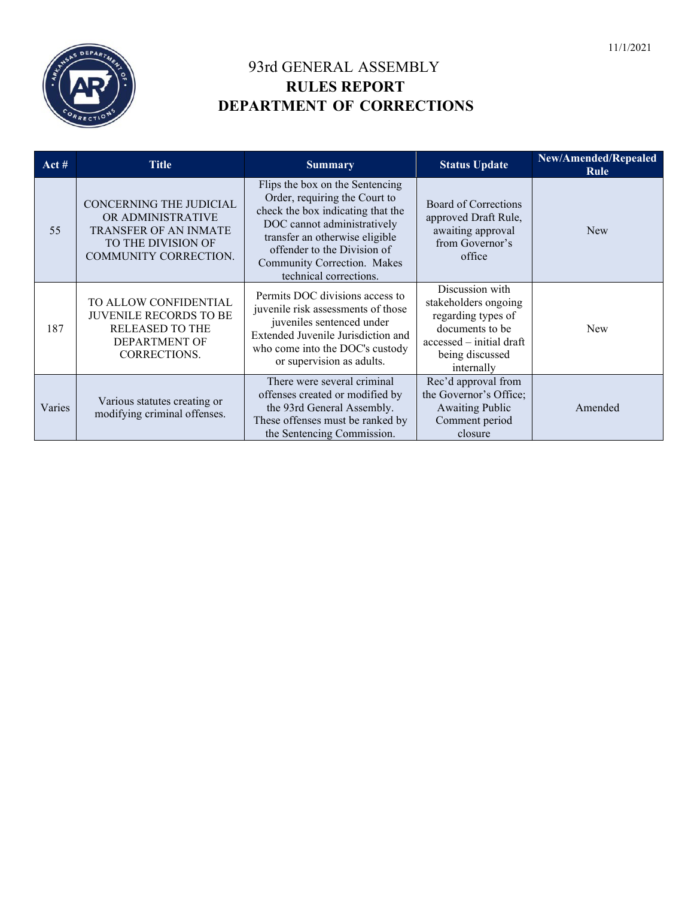# 93rd GENERAL ASSEMBLY
# RULES REPORT
# DEPARTMENT OF CORRECTIONS

| Act # | Title | Summary | Status Update | New/Amended/Repealed Rule |
|---|---|---|---|---|
| 55 | CONCERNING THE JUDICIAL OR ADMINISTRATIVE TRANSFER OF AN INMATE TO THE DIVISION OF COMMUNITY CORRECTION. | Flips the box on the Sentencing Order, requiring the Court to check the box indicating that the DOC cannot administratively transfer an otherwise eligible offender to the Division of Community Correction. Makes technical corrections. | Board of Corrections approved Draft Rule, awaiting approval from Governor's office | New |
| 187 | TO ALLOW CONFIDENTIAL JUVENILE RECORDS TO BE RELEASED TO THE DEPARTMENT OF CORRECTIONS. | Permits DOC divisions access to juvenile risk assessments of those juveniles sentenced under Extended Juvenile Jurisdiction and who come into the DOC's custody or supervision as adults. | Discussion with stakeholders ongoing regarding types of documents to be accessed – initial draft being discussed internally | New |
| Varies | Various statutes creating or modifying criminal offenses. | There were several criminal offenses created or modified by the 93rd General Assembly. These offenses must be ranked by the Sentencing Commission. | Rec'd approval from the Governor's Office; Awaiting Public Comment period closure | Amended |